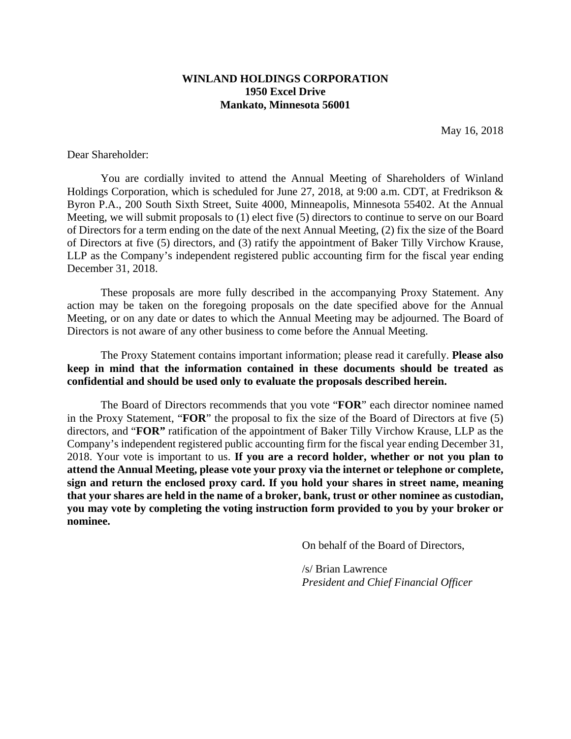**WINLAND HOLDINGS CORPORATION**
**1950 Excel Drive**
**Mankato, Minnesota 56001**

May 16, 2018

Dear Shareholder:

You are cordially invited to attend the Annual Meeting of Shareholders of Winland Holdings Corporation, which is scheduled for June 27, 2018, at 9:00 a.m. CDT, at Fredrikson & Byron P.A., 200 South Sixth Street, Suite 4000, Minneapolis, Minnesota 55402. At the Annual Meeting, we will submit proposals to (1) elect five (5) directors to continue to serve on our Board of Directors for a term ending on the date of the next Annual Meeting, (2) fix the size of the Board of Directors at five (5) directors, and (3) ratify the appointment of Baker Tilly Virchow Krause, LLP as the Company's independent registered public accounting firm for the fiscal year ending December 31, 2018.

These proposals are more fully described in the accompanying Proxy Statement. Any action may be taken on the foregoing proposals on the date specified above for the Annual Meeting, or on any date or dates to which the Annual Meeting may be adjourned. The Board of Directors is not aware of any other business to come before the Annual Meeting.

The Proxy Statement contains important information; please read it carefully. **Please also keep in mind that the information contained in these documents should be treated as confidential and should be used only to evaluate the proposals described herein.**

The Board of Directors recommends that you vote "**FOR**" each director nominee named in the Proxy Statement, "**FOR**" the proposal to fix the size of the Board of Directors at five (5) directors, and "**FOR"** ratification of the appointment of Baker Tilly Virchow Krause, LLP as the Company's independent registered public accounting firm for the fiscal year ending December 31, 2018. Your vote is important to us. **If you are a record holder, whether or not you plan to attend the Annual Meeting, please vote your proxy via the internet or telephone or complete, sign and return the enclosed proxy card. If you hold your shares in street name, meaning that your shares are held in the name of a broker, bank, trust or other nominee as custodian, you may vote by completing the voting instruction form provided to you by your broker or nominee.**

On behalf of the Board of Directors,

/s/ Brian Lawrence
*President and Chief Financial Officer*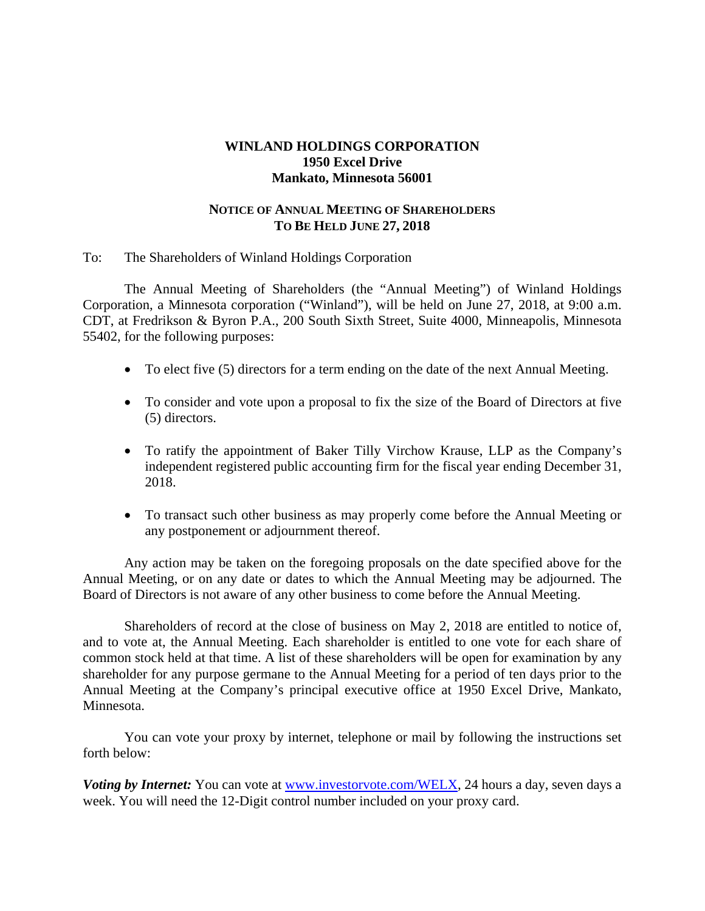**WINLAND HOLDINGS CORPORATION**
**1950 Excel Drive**
**Mankato, Minnesota 56001**

**NOTICE OF ANNUAL MEETING OF SHAREHOLDERS**
**TO BE HELD JUNE 27, 2018**

To: The Shareholders of Winland Holdings Corporation

The Annual Meeting of Shareholders (the "Annual Meeting") of Winland Holdings Corporation, a Minnesota corporation ("Winland"), will be held on June 27, 2018, at 9:00 a.m. CDT, at Fredrikson & Byron P.A., 200 South Sixth Street, Suite 4000, Minneapolis, Minnesota 55402, for the following purposes:

- To elect five (5) directors for a term ending on the date of the next Annual Meeting.
- To consider and vote upon a proposal to fix the size of the Board of Directors at five (5) directors.
- To ratify the appointment of Baker Tilly Virchow Krause, LLP as the Company's independent registered public accounting firm for the fiscal year ending December 31, 2018.
- To transact such other business as may properly come before the Annual Meeting or any postponement or adjournment thereof.

Any action may be taken on the foregoing proposals on the date specified above for the Annual Meeting, or on any date or dates to which the Annual Meeting may be adjourned. The Board of Directors is not aware of any other business to come before the Annual Meeting.

Shareholders of record at the close of business on May 2, 2018 are entitled to notice of, and to vote at, the Annual Meeting. Each shareholder is entitled to one vote for each share of common stock held at that time. A list of these shareholders will be open for examination by any shareholder for any purpose germane to the Annual Meeting for a period of ten days prior to the Annual Meeting at the Company's principal executive office at 1950 Excel Drive, Mankato, Minnesota.

You can vote your proxy by internet, telephone or mail by following the instructions set forth below:

***Voting by Internet:*** You can vote at www.investorvote.com/WELX, 24 hours a day, seven days a week. You will need the 12-Digit control number included on your proxy card.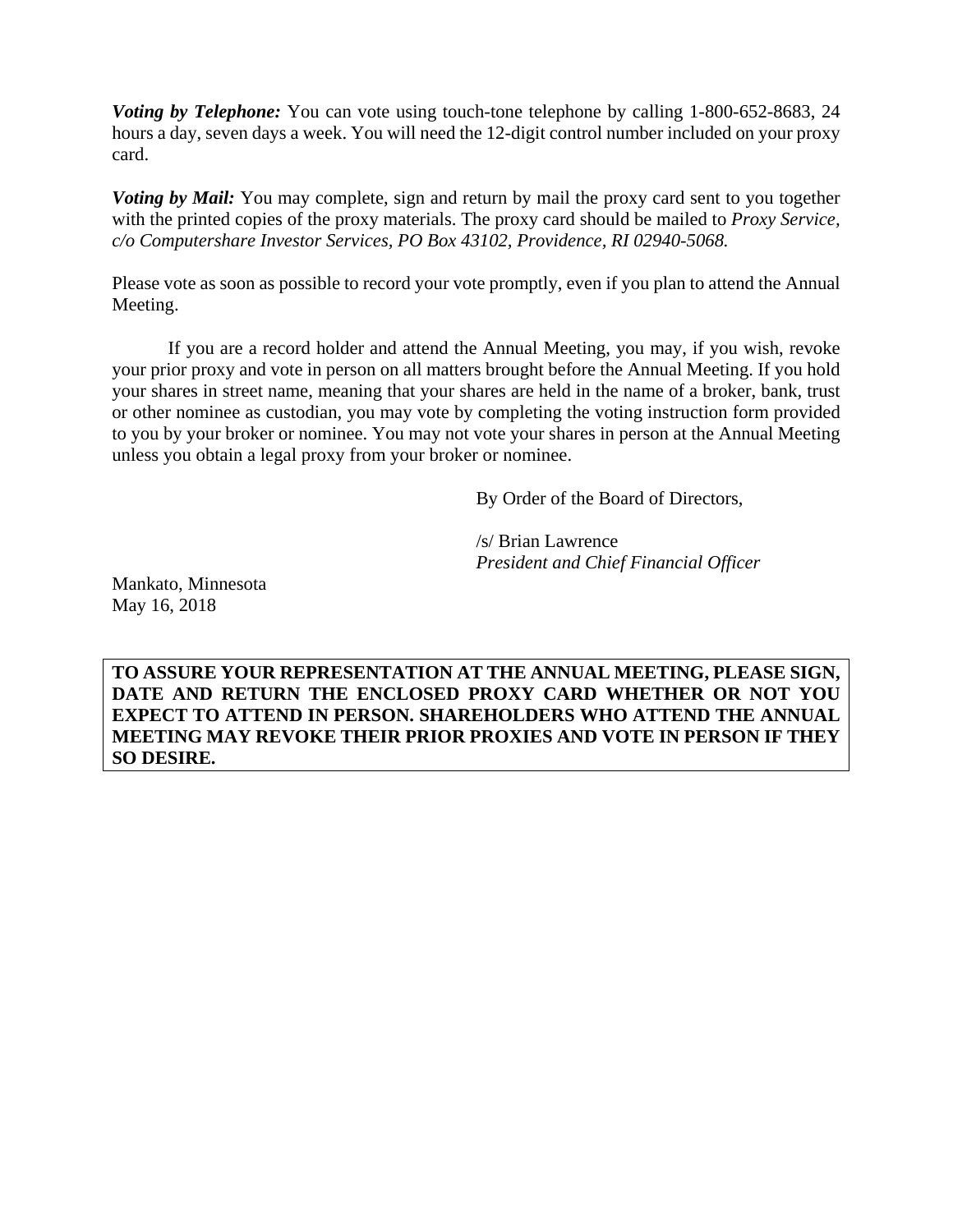***Voting by Telephone:*** You can vote using touch-tone telephone by calling 1-800-652-8683, 24 hours a day, seven days a week. You will need the 12-digit control number included on your proxy card.

***Voting by Mail:*** You may complete, sign and return by mail the proxy card sent to you together with the printed copies of the proxy materials. The proxy card should be mailed to *Proxy Service, c/o Computershare Investor Services, PO Box 43102, Providence, RI 02940-5068.*

Please vote as soon as possible to record your vote promptly, even if you plan to attend the Annual Meeting.

If you are a record holder and attend the Annual Meeting, you may, if you wish, revoke your prior proxy and vote in person on all matters brought before the Annual Meeting. If you hold your shares in street name, meaning that your shares are held in the name of a broker, bank, trust or other nominee as custodian, you may vote by completing the voting instruction form provided to you by your broker or nominee. You may not vote your shares in person at the Annual Meeting unless you obtain a legal proxy from your broker or nominee.

By Order of the Board of Directors,

/s/ Brian Lawrence
*President and Chief Financial Officer*

Mankato, Minnesota
May 16, 2018

**TO ASSURE YOUR REPRESENTATION AT THE ANNUAL MEETING, PLEASE SIGN, DATE AND RETURN THE ENCLOSED PROXY CARD WHETHER OR NOT YOU EXPECT TO ATTEND IN PERSON. SHAREHOLDERS WHO ATTEND THE ANNUAL MEETING MAY REVOKE THEIR PRIOR PROXIES AND VOTE IN PERSON IF THEY SO DESIRE.**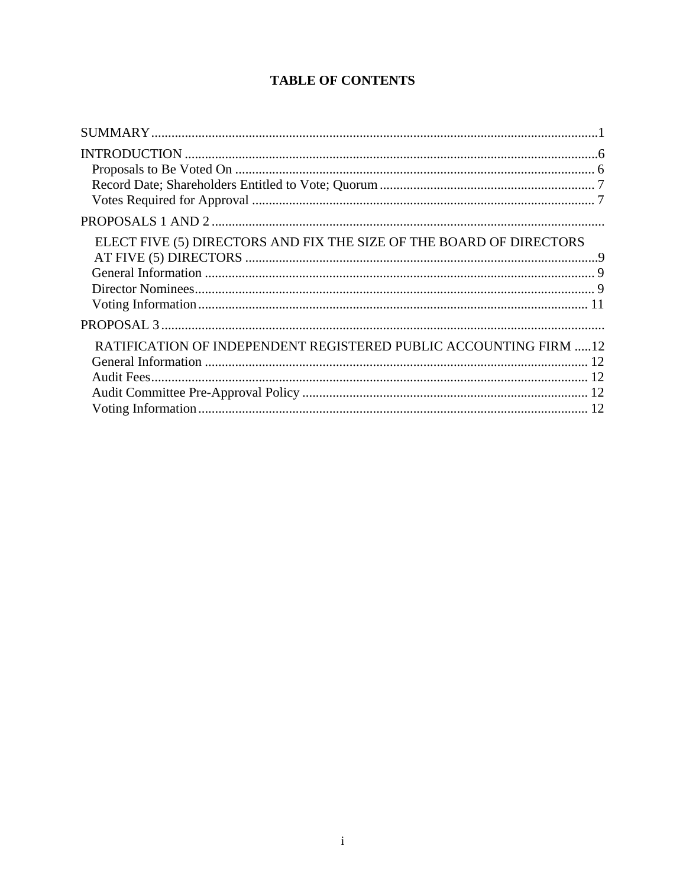# TABLE OF CONTENTS

SUMMARY ........ 1

INTRODUCTION ........ 6

- Proposals to Be Voted On ........ 6
- Record Date; Shareholders Entitled to Vote; Quorum ........ 7
- Votes Required for Approval ........ 7

PROPOSALS 1 AND 2 ........

ELECT FIVE (5) DIRECTORS AND FIX THE SIZE OF THE BOARD OF DIRECTORS AT FIVE (5) DIRECTORS ........ 9

- General Information ........ 9
- Director Nominees ........ 9
- Voting Information ........ 11

PROPOSAL 3 ........

RATIFICATION OF INDEPENDENT REGISTERED PUBLIC ACCOUNTING FIRM ........ 12

- General Information ........ 12
- Audit Fees ........ 12
- Audit Committee Pre-Approval Policy ........ 12
- Voting Information ........ 12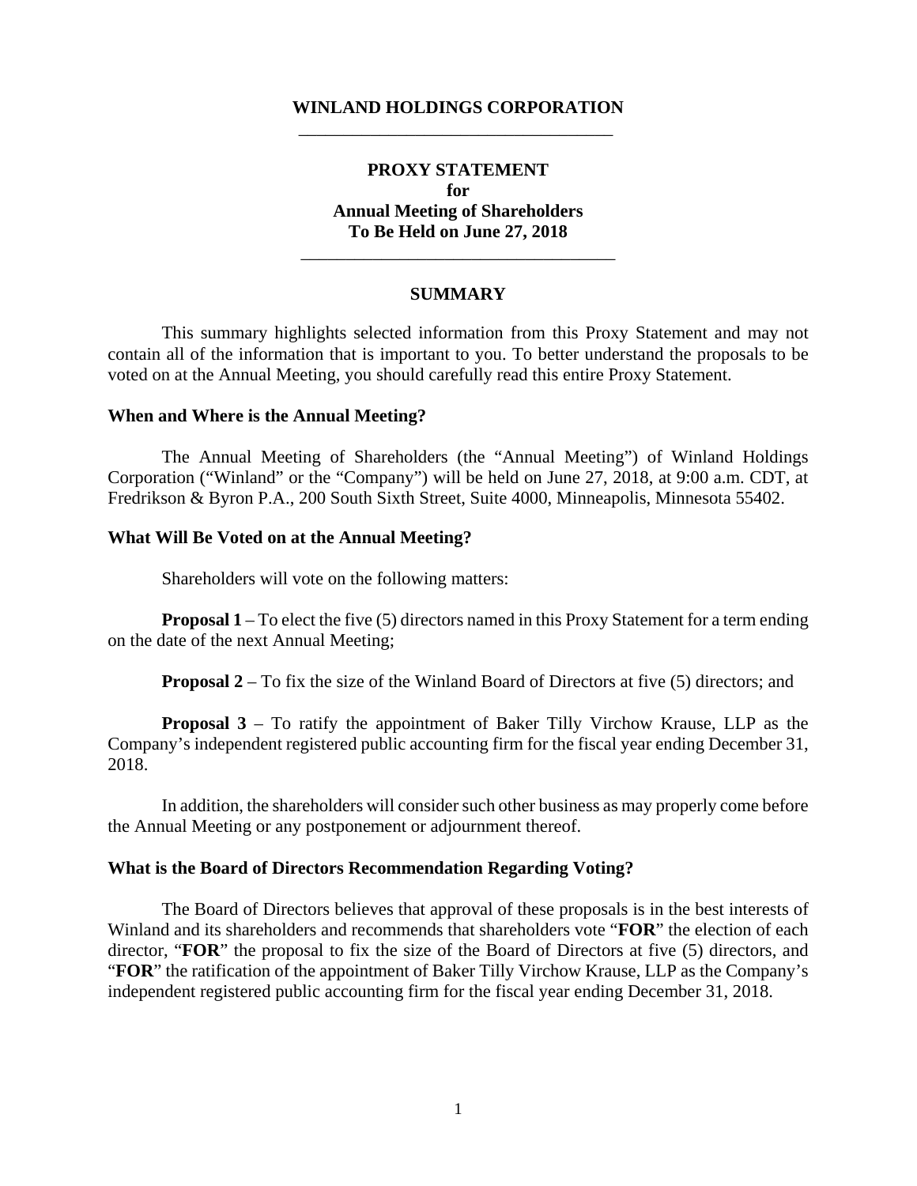# WINLAND HOLDINGS CORPORATION

## PROXY STATEMENT
## for
## Annual Meeting of Shareholders
## To Be Held on June 27, 2018

### SUMMARY

This summary highlights selected information from this Proxy Statement and may not contain all of the information that is important to you. To better understand the proposals to be voted on at the Annual Meeting, you should carefully read this entire Proxy Statement.

**When and Where is the Annual Meeting?**

The Annual Meeting of Shareholders (the "Annual Meeting") of Winland Holdings Corporation ("Winland" or the "Company") will be held on June 27, 2018, at 9:00 a.m. CDT, at Fredrikson & Byron P.A., 200 South Sixth Street, Suite 4000, Minneapolis, Minnesota 55402.

**What Will Be Voted on at the Annual Meeting?**

Shareholders will vote on the following matters:

**Proposal 1** – To elect the five (5) directors named in this Proxy Statement for a term ending on the date of the next Annual Meeting;

**Proposal 2** – To fix the size of the Winland Board of Directors at five (5) directors; and

**Proposal 3** – To ratify the appointment of Baker Tilly Virchow Krause, LLP as the Company's independent registered public accounting firm for the fiscal year ending December 31, 2018.

In addition, the shareholders will consider such other business as may properly come before the Annual Meeting or any postponement or adjournment thereof.

**What is the Board of Directors Recommendation Regarding Voting?**

The Board of Directors believes that approval of these proposals is in the best interests of Winland and its shareholders and recommends that shareholders vote "**FOR**" the election of each director, "**FOR**" the proposal to fix the size of the Board of Directors at five (5) directors, and "**FOR**" the ratification of the appointment of Baker Tilly Virchow Krause, LLP as the Company's independent registered public accounting firm for the fiscal year ending December 31, 2018.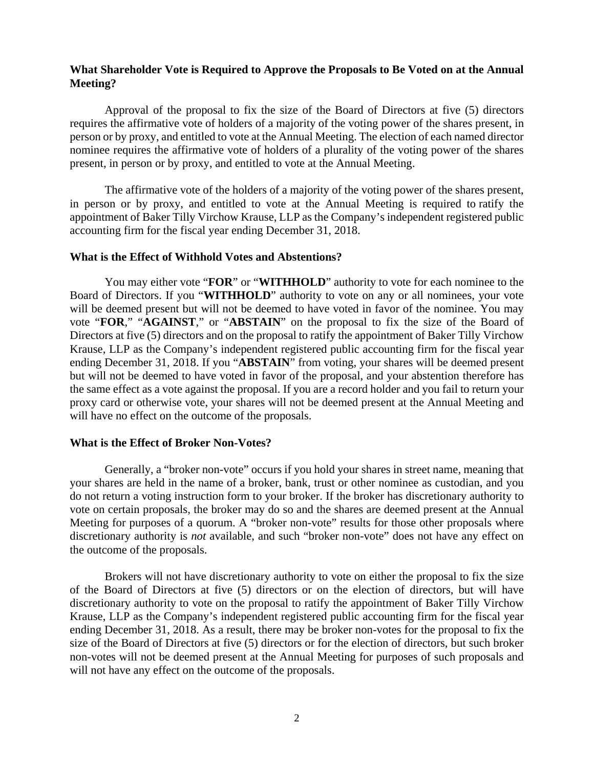### What Shareholder Vote is Required to Approve the Proposals to Be Voted on at the Annual Meeting?

Approval of the proposal to fix the size of the Board of Directors at five (5) directors requires the affirmative vote of holders of a majority of the voting power of the shares present, in person or by proxy, and entitled to vote at the Annual Meeting. The election of each named director nominee requires the affirmative vote of holders of a plurality of the voting power of the shares present, in person or by proxy, and entitled to vote at the Annual Meeting.

The affirmative vote of the holders of a majority of the voting power of the shares present, in person or by proxy, and entitled to vote at the Annual Meeting is required to ratify the appointment of Baker Tilly Virchow Krause, LLP as the Company's independent registered public accounting firm for the fiscal year ending December 31, 2018.

### What is the Effect of Withhold Votes and Abstentions?

You may either vote "**FOR**" or "**WITHHOLD**" authority to vote for each nominee to the Board of Directors. If you "**WITHHOLD**" authority to vote on any or all nominees, your vote will be deemed present but will not be deemed to have voted in favor of the nominee. You may vote "**FOR**," "**AGAINST**," or "**ABSTAIN**" on the proposal to fix the size of the Board of Directors at five (5) directors and on the proposal to ratify the appointment of Baker Tilly Virchow Krause, LLP as the Company's independent registered public accounting firm for the fiscal year ending December 31, 2018. If you "**ABSTAIN**" from voting, your shares will be deemed present but will not be deemed to have voted in favor of the proposal, and your abstention therefore has the same effect as a vote against the proposal. If you are a record holder and you fail to return your proxy card or otherwise vote, your shares will not be deemed present at the Annual Meeting and will have no effect on the outcome of the proposals.

### What is the Effect of Broker Non-Votes?

Generally, a "broker non-vote" occurs if you hold your shares in street name, meaning that your shares are held in the name of a broker, bank, trust or other nominee as custodian, and you do not return a voting instruction form to your broker. If the broker has discretionary authority to vote on certain proposals, the broker may do so and the shares are deemed present at the Annual Meeting for purposes of a quorum. A "broker non-vote" results for those other proposals where discretionary authority is *not* available, and such "broker non-vote" does not have any effect on the outcome of the proposals.

Brokers will not have discretionary authority to vote on either the proposal to fix the size of the Board of Directors at five (5) directors or on the election of directors, but will have discretionary authority to vote on the proposal to ratify the appointment of Baker Tilly Virchow Krause, LLP as the Company's independent registered public accounting firm for the fiscal year ending December 31, 2018. As a result, there may be broker non-votes for the proposal to fix the size of the Board of Directors at five (5) directors or for the election of directors, but such broker non-votes will not be deemed present at the Annual Meeting for purposes of such proposals and will not have any effect on the outcome of the proposals.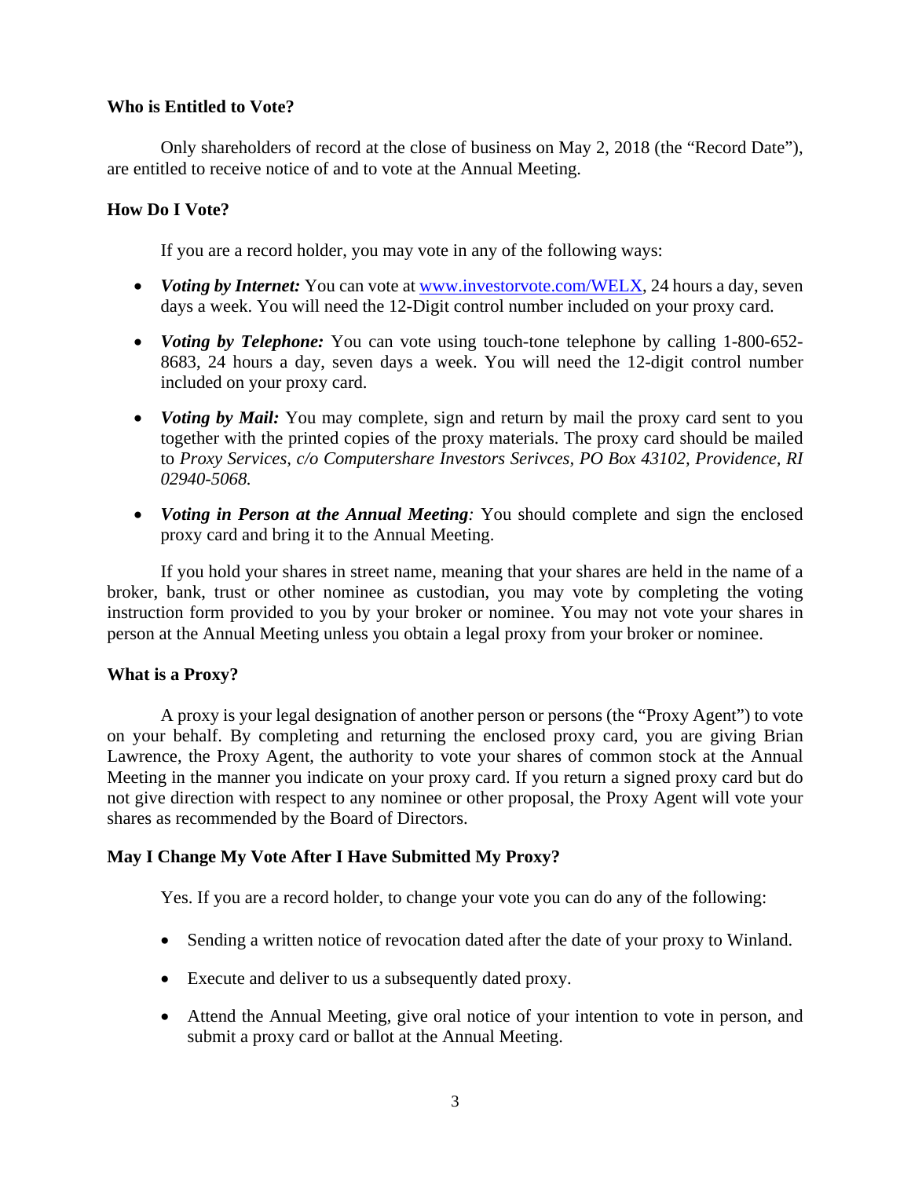**Who is Entitled to Vote?**

Only shareholders of record at the close of business on May 2, 2018 (the "Record Date"), are entitled to receive notice of and to vote at the Annual Meeting.

**How Do I Vote?**

If you are a record holder, you may vote in any of the following ways:

- ***Voting by Internet:*** You can vote at [www.investorvote.com/WELX](www.investorvote.com/WELX), 24 hours a day, seven days a week. You will need the 12-Digit control number included on your proxy card.
- ***Voting by Telephone:*** You can vote using touch-tone telephone by calling 1-800-652-8683, 24 hours a day, seven days a week. You will need the 12-digit control number included on your proxy card.
- ***Voting by Mail:*** You may complete, sign and return by mail the proxy card sent to you together with the printed copies of the proxy materials. The proxy card should be mailed to *Proxy Services, c/o Computershare Investors Serivces, PO Box 43102, Providence, RI 02940-5068.*
- ***Voting in Person at the Annual Meeting:*** You should complete and sign the enclosed proxy card and bring it to the Annual Meeting.

If you hold your shares in street name, meaning that your shares are held in the name of a broker, bank, trust or other nominee as custodian, you may vote by completing the voting instruction form provided to you by your broker or nominee. You may not vote your shares in person at the Annual Meeting unless you obtain a legal proxy from your broker or nominee.

**What is a Proxy?**

A proxy is your legal designation of another person or persons (the "Proxy Agent") to vote on your behalf. By completing and returning the enclosed proxy card, you are giving Brian Lawrence, the Proxy Agent, the authority to vote your shares of common stock at the Annual Meeting in the manner you indicate on your proxy card. If you return a signed proxy card but do not give direction with respect to any nominee or other proposal, the Proxy Agent will vote your shares as recommended by the Board of Directors.

**May I Change My Vote After I Have Submitted My Proxy?**

Yes. If you are a record holder, to change your vote you can do any of the following:

- Sending a written notice of revocation dated after the date of your proxy to Winland.
- Execute and deliver to us a subsequently dated proxy.
- Attend the Annual Meeting, give oral notice of your intention to vote in person, and submit a proxy card or ballot at the Annual Meeting.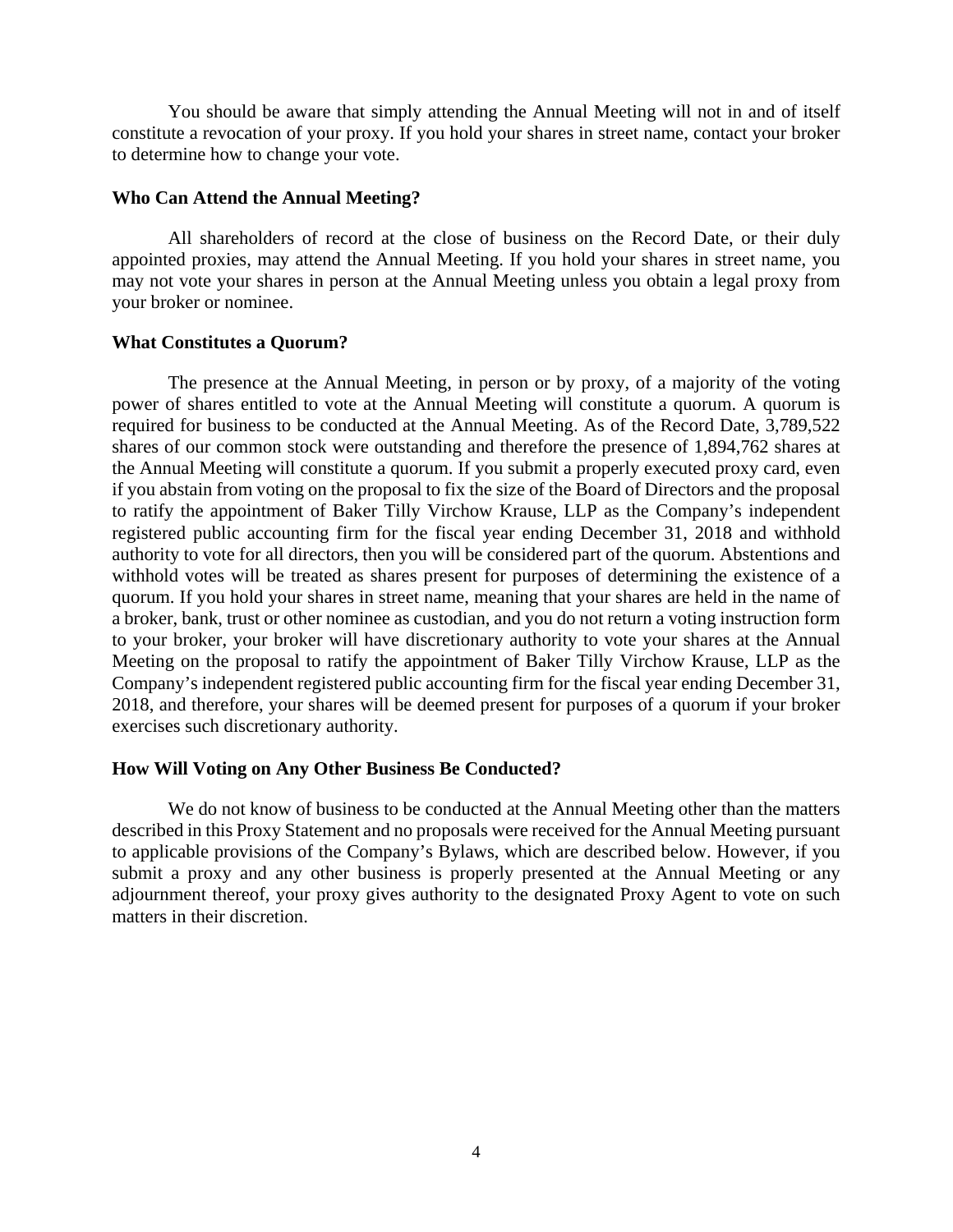You should be aware that simply attending the Annual Meeting will not in and of itself constitute a revocation of your proxy. If you hold your shares in street name, contact your broker to determine how to change your vote.

**Who Can Attend the Annual Meeting?**

All shareholders of record at the close of business on the Record Date, or their duly appointed proxies, may attend the Annual Meeting. If you hold your shares in street name, you may not vote your shares in person at the Annual Meeting unless you obtain a legal proxy from your broker or nominee.

**What Constitutes a Quorum?**

The presence at the Annual Meeting, in person or by proxy, of a majority of the voting power of shares entitled to vote at the Annual Meeting will constitute a quorum. A quorum is required for business to be conducted at the Annual Meeting. As of the Record Date, 3,789,522 shares of our common stock were outstanding and therefore the presence of 1,894,762 shares at the Annual Meeting will constitute a quorum. If you submit a properly executed proxy card, even if you abstain from voting on the proposal to fix the size of the Board of Directors and the proposal to ratify the appointment of Baker Tilly Virchow Krause, LLP as the Company's independent registered public accounting firm for the fiscal year ending December 31, 2018 and withhold authority to vote for all directors, then you will be considered part of the quorum. Abstentions and withhold votes will be treated as shares present for purposes of determining the existence of a quorum. If you hold your shares in street name, meaning that your shares are held in the name of a broker, bank, trust or other nominee as custodian, and you do not return a voting instruction form to your broker, your broker will have discretionary authority to vote your shares at the Annual Meeting on the proposal to ratify the appointment of Baker Tilly Virchow Krause, LLP as the Company's independent registered public accounting firm for the fiscal year ending December 31, 2018, and therefore, your shares will be deemed present for purposes of a quorum if your broker exercises such discretionary authority.

**How Will Voting on Any Other Business Be Conducted?**

We do not know of business to be conducted at the Annual Meeting other than the matters described in this Proxy Statement and no proposals were received for the Annual Meeting pursuant to applicable provisions of the Company's Bylaws, which are described below. However, if you submit a proxy and any other business is properly presented at the Annual Meeting or any adjournment thereof, your proxy gives authority to the designated Proxy Agent to vote on such matters in their discretion.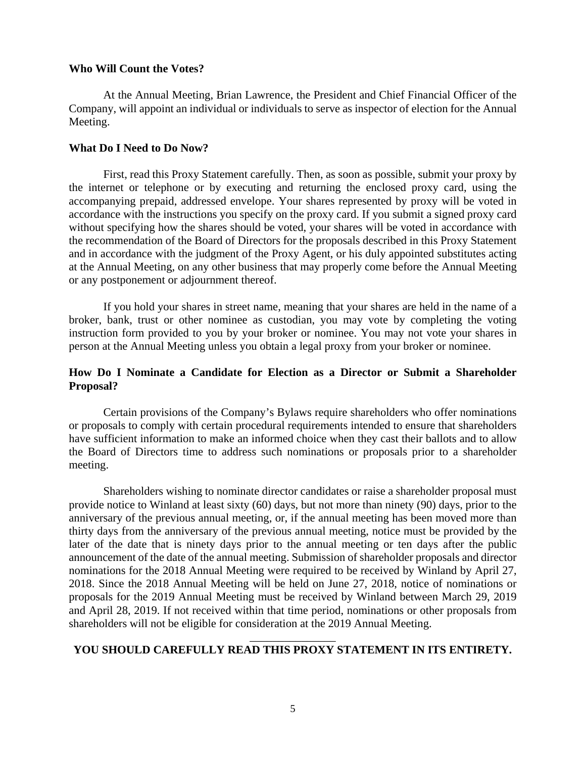**Who Will Count the Votes?**

At the Annual Meeting, Brian Lawrence, the President and Chief Financial Officer of the Company, will appoint an individual or individuals to serve as inspector of election for the Annual Meeting.

**What Do I Need to Do Now?**

First, read this Proxy Statement carefully. Then, as soon as possible, submit your proxy by the internet or telephone or by executing and returning the enclosed proxy card, using the accompanying prepaid, addressed envelope. Your shares represented by proxy will be voted in accordance with the instructions you specify on the proxy card. If you submit a signed proxy card without specifying how the shares should be voted, your shares will be voted in accordance with the recommendation of the Board of Directors for the proposals described in this Proxy Statement and in accordance with the judgment of the Proxy Agent, or his duly appointed substitutes acting at the Annual Meeting, on any other business that may properly come before the Annual Meeting or any postponement or adjournment thereof.

If you hold your shares in street name, meaning that your shares are held in the name of a broker, bank, trust or other nominee as custodian, you may vote by completing the voting instruction form provided to you by your broker or nominee. You may not vote your shares in person at the Annual Meeting unless you obtain a legal proxy from your broker or nominee.

**How Do I Nominate a Candidate for Election as a Director or Submit a Shareholder Proposal?**

Certain provisions of the Company's Bylaws require shareholders who offer nominations or proposals to comply with certain procedural requirements intended to ensure that shareholders have sufficient information to make an informed choice when they cast their ballots and to allow the Board of Directors time to address such nominations or proposals prior to a shareholder meeting.

Shareholders wishing to nominate director candidates or raise a shareholder proposal must provide notice to Winland at least sixty (60) days, but not more than ninety (90) days, prior to the anniversary of the previous annual meeting, or, if the annual meeting has been moved more than thirty days from the anniversary of the previous annual meeting, notice must be provided by the later of the date that is ninety days prior to the annual meeting or ten days after the public announcement of the date of the annual meeting. Submission of shareholder proposals and director nominations for the 2018 Annual Meeting were required to be received by Winland by April 27, 2018. Since the 2018 Annual Meeting will be held on June 27, 2018, notice of nominations or proposals for the 2019 Annual Meeting must be received by Winland between March 29, 2019 and April 28, 2019. If not received within that time period, nominations or other proposals from shareholders will not be eligible for consideration at the 2019 Annual Meeting.

---

**YOU SHOULD CAREFULLY READ THIS PROXY STATEMENT IN ITS ENTIRETY.**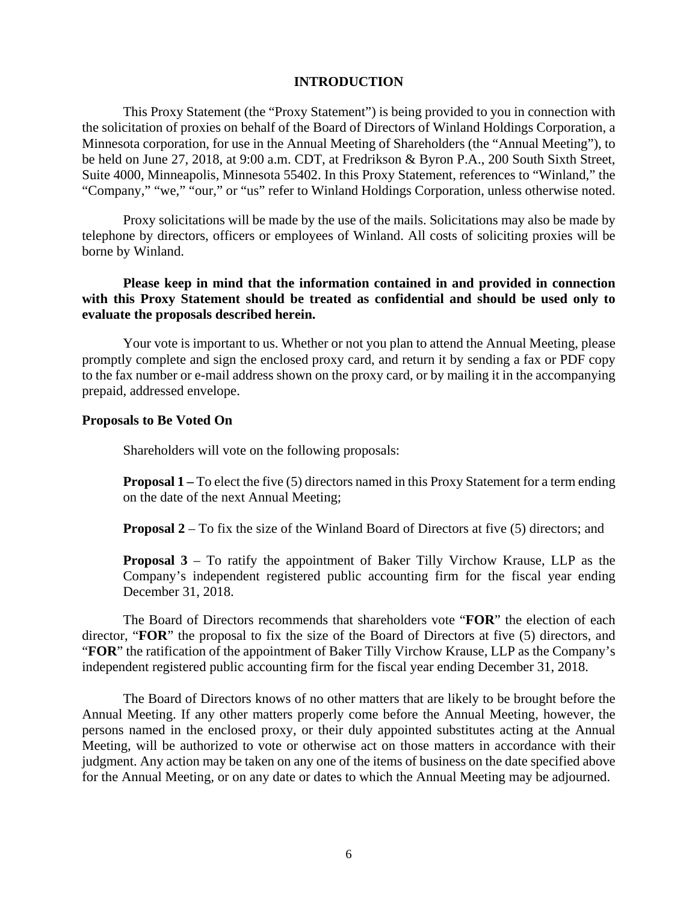# INTRODUCTION

This Proxy Statement (the "Proxy Statement") is being provided to you in connection with the solicitation of proxies on behalf of the Board of Directors of Winland Holdings Corporation, a Minnesota corporation, for use in the Annual Meeting of Shareholders (the "Annual Meeting"), to be held on June 27, 2018, at 9:00 a.m. CDT, at Fredrikson & Byron P.A., 200 South Sixth Street, Suite 4000, Minneapolis, Minnesota 55402. In this Proxy Statement, references to "Winland," the "Company," "we," "our," or "us" refer to Winland Holdings Corporation, unless otherwise noted.

Proxy solicitations will be made by the use of the mails. Solicitations may also be made by telephone by directors, officers or employees of Winland. All costs of soliciting proxies will be borne by Winland.

**Please keep in mind that the information contained in and provided in connection with this Proxy Statement should be treated as confidential and should be used only to evaluate the proposals described herein.**

Your vote is important to us. Whether or not you plan to attend the Annual Meeting, please promptly complete and sign the enclosed proxy card, and return it by sending a fax or PDF copy to the fax number or e-mail address shown on the proxy card, or by mailing it in the accompanying prepaid, addressed envelope.

**Proposals to Be Voted On**

Shareholders will vote on the following proposals:

**Proposal 1 –** To elect the five (5) directors named in this Proxy Statement for a term ending on the date of the next Annual Meeting;

**Proposal 2** – To fix the size of the Winland Board of Directors at five (5) directors; and

**Proposal 3** – To ratify the appointment of Baker Tilly Virchow Krause, LLP as the Company's independent registered public accounting firm for the fiscal year ending December 31, 2018.

The Board of Directors recommends that shareholders vote "**FOR**" the election of each director, "**FOR**" the proposal to fix the size of the Board of Directors at five (5) directors, and "**FOR**" the ratification of the appointment of Baker Tilly Virchow Krause, LLP as the Company's independent registered public accounting firm for the fiscal year ending December 31, 2018.

The Board of Directors knows of no other matters that are likely to be brought before the Annual Meeting. If any other matters properly come before the Annual Meeting, however, the persons named in the enclosed proxy, or their duly appointed substitutes acting at the Annual Meeting, will be authorized to vote or otherwise act on those matters in accordance with their judgment. Any action may be taken on any one of the items of business on the date specified above for the Annual Meeting, or on any date or dates to which the Annual Meeting may be adjourned.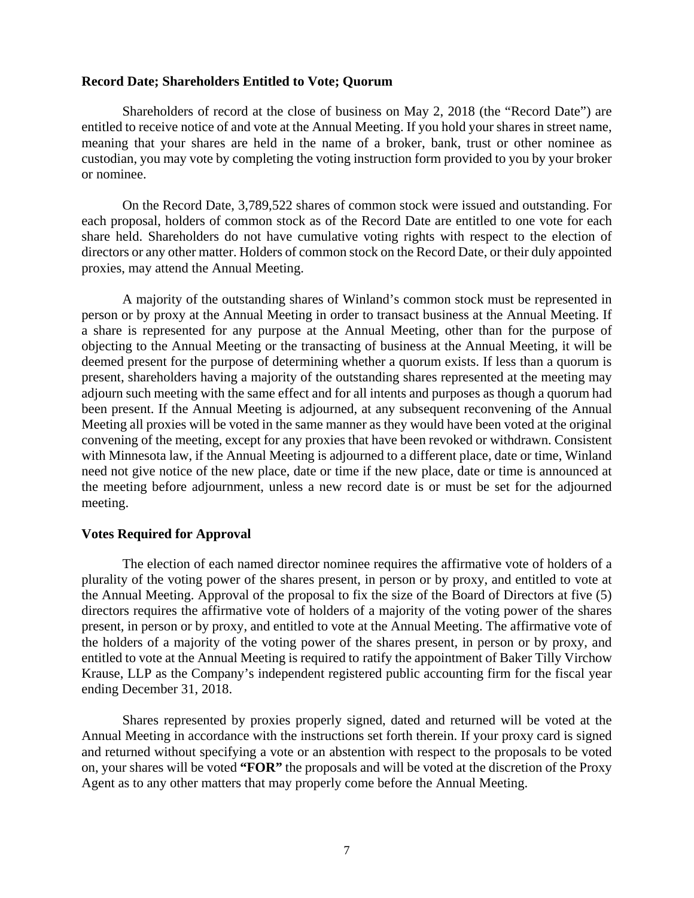### Record Date; Shareholders Entitled to Vote; Quorum

Shareholders of record at the close of business on May 2, 2018 (the "Record Date") are entitled to receive notice of and vote at the Annual Meeting. If you hold your shares in street name, meaning that your shares are held in the name of a broker, bank, trust or other nominee as custodian, you may vote by completing the voting instruction form provided to you by your broker or nominee.

On the Record Date, 3,789,522 shares of common stock were issued and outstanding. For each proposal, holders of common stock as of the Record Date are entitled to one vote for each share held. Shareholders do not have cumulative voting rights with respect to the election of directors or any other matter. Holders of common stock on the Record Date, or their duly appointed proxies, may attend the Annual Meeting.

A majority of the outstanding shares of Winland's common stock must be represented in person or by proxy at the Annual Meeting in order to transact business at the Annual Meeting. If a share is represented for any purpose at the Annual Meeting, other than for the purpose of objecting to the Annual Meeting or the transacting of business at the Annual Meeting, it will be deemed present for the purpose of determining whether a quorum exists. If less than a quorum is present, shareholders having a majority of the outstanding shares represented at the meeting may adjourn such meeting with the same effect and for all intents and purposes as though a quorum had been present. If the Annual Meeting is adjourned, at any subsequent reconvening of the Annual Meeting all proxies will be voted in the same manner as they would have been voted at the original convening of the meeting, except for any proxies that have been revoked or withdrawn. Consistent with Minnesota law, if the Annual Meeting is adjourned to a different place, date or time, Winland need not give notice of the new place, date or time if the new place, date or time is announced at the meeting before adjournment, unless a new record date is or must be set for the adjourned meeting.

### Votes Required for Approval

The election of each named director nominee requires the affirmative vote of holders of a plurality of the voting power of the shares present, in person or by proxy, and entitled to vote at the Annual Meeting. Approval of the proposal to fix the size of the Board of Directors at five (5) directors requires the affirmative vote of holders of a majority of the voting power of the shares present, in person or by proxy, and entitled to vote at the Annual Meeting. The affirmative vote of the holders of a majority of the voting power of the shares present, in person or by proxy, and entitled to vote at the Annual Meeting is required to ratify the appointment of Baker Tilly Virchow Krause, LLP as the Company's independent registered public accounting firm for the fiscal year ending December 31, 2018.

Shares represented by proxies properly signed, dated and returned will be voted at the Annual Meeting in accordance with the instructions set forth therein. If your proxy card is signed and returned without specifying a vote or an abstention with respect to the proposals to be voted on, your shares will be voted **"FOR"** the proposals and will be voted at the discretion of the Proxy Agent as to any other matters that may properly come before the Annual Meeting.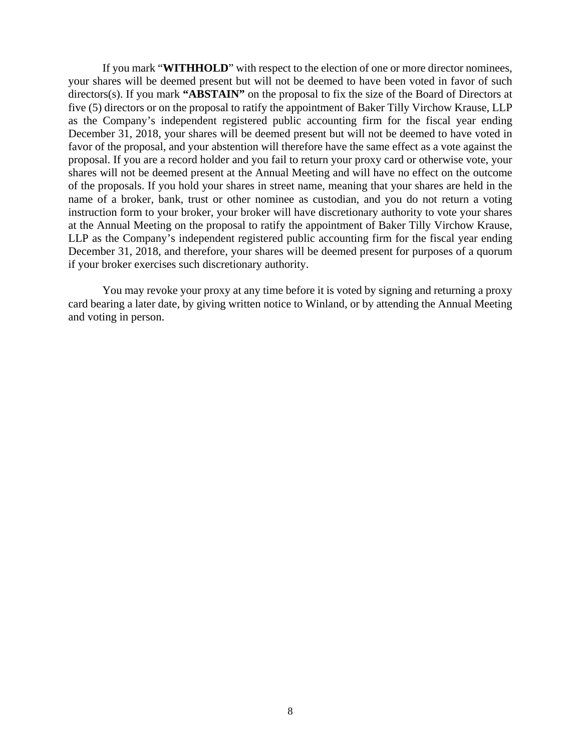If you mark “**WITHHOLD**” with respect to the election of one or more director nominees, your shares will be deemed present but will not be deemed to have been voted in favor of such directors(s). If you mark **“ABSTAIN”** on the proposal to fix the size of the Board of Directors at five (5) directors or on the proposal to ratify the appointment of Baker Tilly Virchow Krause, LLP as the Company’s independent registered public accounting firm for the fiscal year ending December 31, 2018, your shares will be deemed present but will not be deemed to have voted in favor of the proposal, and your abstention will therefore have the same effect as a vote against the proposal. If you are a record holder and you fail to return your proxy card or otherwise vote, your shares will not be deemed present at the Annual Meeting and will have no effect on the outcome of the proposals. If you hold your shares in street name, meaning that your shares are held in the name of a broker, bank, trust or other nominee as custodian, and you do not return a voting instruction form to your broker, your broker will have discretionary authority to vote your shares at the Annual Meeting on the proposal to ratify the appointment of Baker Tilly Virchow Krause, LLP as the Company’s independent registered public accounting firm for the fiscal year ending December 31, 2018, and therefore, your shares will be deemed present for purposes of a quorum if your broker exercises such discretionary authority.

You may revoke your proxy at any time before it is voted by signing and returning a proxy card bearing a later date, by giving written notice to Winland, or by attending the Annual Meeting and voting in person.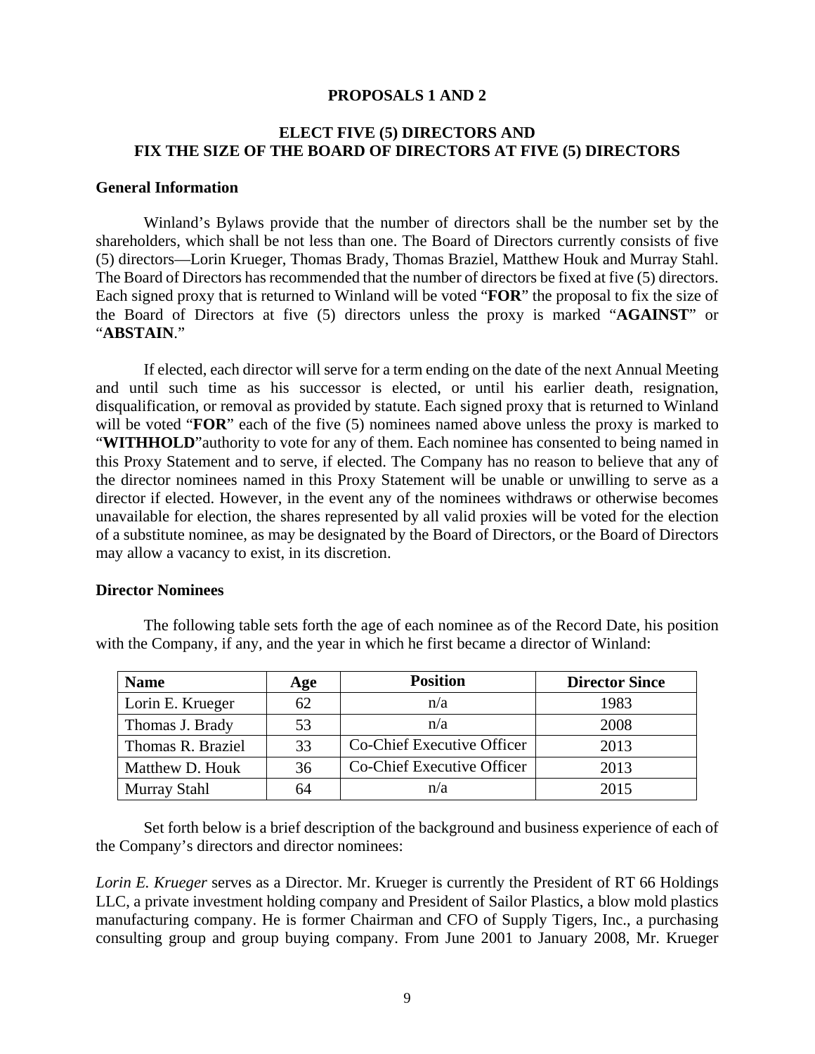## PROPOSALS 1 AND 2

## ELECT FIVE (5) DIRECTORS AND FIX THE SIZE OF THE BOARD OF DIRECTORS AT FIVE (5) DIRECTORS

### General Information

Winland's Bylaws provide that the number of directors shall be the number set by the shareholders, which shall be not less than one. The Board of Directors currently consists of five (5) directors—Lorin Krueger, Thomas Brady, Thomas Braziel, Matthew Houk and Murray Stahl. The Board of Directors has recommended that the number of directors be fixed at five (5) directors. Each signed proxy that is returned to Winland will be voted "**FOR**" the proposal to fix the size of the Board of Directors at five (5) directors unless the proxy is marked "**AGAINST**" or "**ABSTAIN**."

If elected, each director will serve for a term ending on the date of the next Annual Meeting and until such time as his successor is elected, or until his earlier death, resignation, disqualification, or removal as provided by statute. Each signed proxy that is returned to Winland will be voted "**FOR**" each of the five (5) nominees named above unless the proxy is marked to "**WITHHOLD**"authority to vote for any of them. Each nominee has consented to being named in this Proxy Statement and to serve, if elected. The Company has no reason to believe that any of the director nominees named in this Proxy Statement will be unable or unwilling to serve as a director if elected. However, in the event any of the nominees withdraws or otherwise becomes unavailable for election, the shares represented by all valid proxies will be voted for the election of a substitute nominee, as may be designated by the Board of Directors, or the Board of Directors may allow a vacancy to exist, in its discretion.

### Director Nominees

The following table sets forth the age of each nominee as of the Record Date, his position with the Company, if any, and the year in which he first became a director of Winland:

| Name | Age | Position | Director Since |
|---|---|---|---|
| Lorin E. Krueger | 62 | n/a | 1983 |
| Thomas J. Brady | 53 | n/a | 2008 |
| Thomas R. Braziel | 33 | Co-Chief Executive Officer | 2013 |
| Matthew D. Houk | 36 | Co-Chief Executive Officer | 2013 |
| Murray Stahl | 64 | n/a | 2015 |

Set forth below is a brief description of the background and business experience of each of the Company's directors and director nominees:

*Lorin E. Krueger* serves as a Director. Mr. Krueger is currently the President of RT 66 Holdings LLC, a private investment holding company and President of Sailor Plastics, a blow mold plastics manufacturing company. He is former Chairman and CFO of Supply Tigers, Inc., a purchasing consulting group and group buying company. From June 2001 to January 2008, Mr. Krueger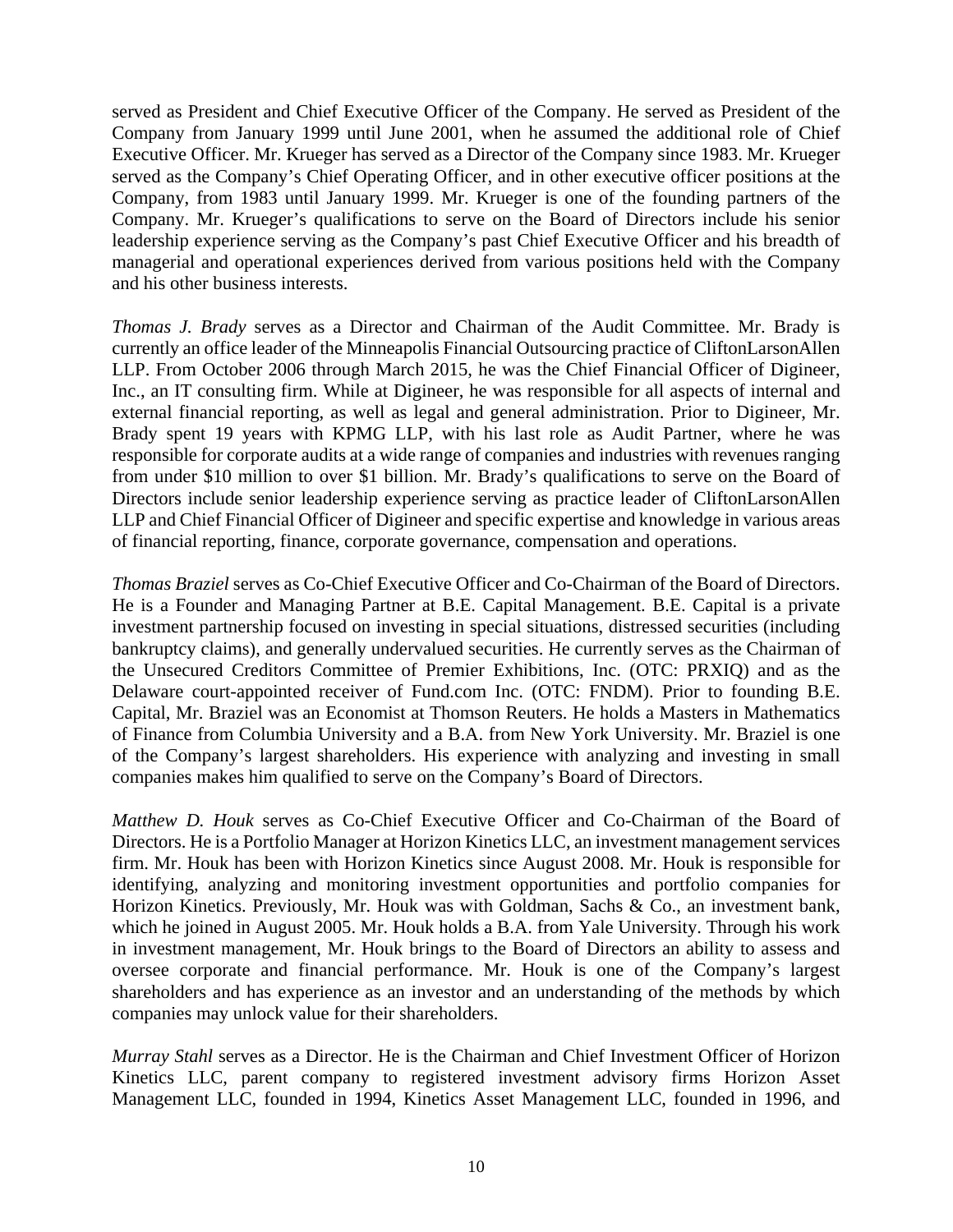served as President and Chief Executive Officer of the Company. He served as President of the Company from January 1999 until June 2001, when he assumed the additional role of Chief Executive Officer. Mr. Krueger has served as a Director of the Company since 1983. Mr. Krueger served as the Company's Chief Operating Officer, and in other executive officer positions at the Company, from 1983 until January 1999. Mr. Krueger is one of the founding partners of the Company. Mr. Krueger's qualifications to serve on the Board of Directors include his senior leadership experience serving as the Company's past Chief Executive Officer and his breadth of managerial and operational experiences derived from various positions held with the Company and his other business interests.

*Thomas J. Brady* serves as a Director and Chairman of the Audit Committee. Mr. Brady is currently an office leader of the Minneapolis Financial Outsourcing practice of CliftonLarsonAllen LLP. From October 2006 through March 2015, he was the Chief Financial Officer of Digineer, Inc., an IT consulting firm. While at Digineer, he was responsible for all aspects of internal and external financial reporting, as well as legal and general administration. Prior to Digineer, Mr. Brady spent 19 years with KPMG LLP, with his last role as Audit Partner, where he was responsible for corporate audits at a wide range of companies and industries with revenues ranging from under $10 million to over $1 billion. Mr. Brady's qualifications to serve on the Board of Directors include senior leadership experience serving as practice leader of CliftonLarsonAllen LLP and Chief Financial Officer of Digineer and specific expertise and knowledge in various areas of financial reporting, finance, corporate governance, compensation and operations.

*Thomas Braziel* serves as Co-Chief Executive Officer and Co-Chairman of the Board of Directors. He is a Founder and Managing Partner at B.E. Capital Management. B.E. Capital is a private investment partnership focused on investing in special situations, distressed securities (including bankruptcy claims), and generally undervalued securities. He currently serves as the Chairman of the Unsecured Creditors Committee of Premier Exhibitions, Inc. (OTC: PRXIQ) and as the Delaware court-appointed receiver of Fund.com Inc. (OTC: FNDM). Prior to founding B.E. Capital, Mr. Braziel was an Economist at Thomson Reuters. He holds a Masters in Mathematics of Finance from Columbia University and a B.A. from New York University. Mr. Braziel is one of the Company's largest shareholders. His experience with analyzing and investing in small companies makes him qualified to serve on the Company's Board of Directors.

*Matthew D. Houk* serves as Co-Chief Executive Officer and Co-Chairman of the Board of Directors. He is a Portfolio Manager at Horizon Kinetics LLC, an investment management services firm. Mr. Houk has been with Horizon Kinetics since August 2008. Mr. Houk is responsible for identifying, analyzing and monitoring investment opportunities and portfolio companies for Horizon Kinetics. Previously, Mr. Houk was with Goldman, Sachs & Co., an investment bank, which he joined in August 2005. Mr. Houk holds a B.A. from Yale University. Through his work in investment management, Mr. Houk brings to the Board of Directors an ability to assess and oversee corporate and financial performance. Mr. Houk is one of the Company's largest shareholders and has experience as an investor and an understanding of the methods by which companies may unlock value for their shareholders.

*Murray Stahl* serves as a Director. He is the Chairman and Chief Investment Officer of Horizon Kinetics LLC, parent company to registered investment advisory firms Horizon Asset Management LLC, founded in 1994, Kinetics Asset Management LLC, founded in 1996, and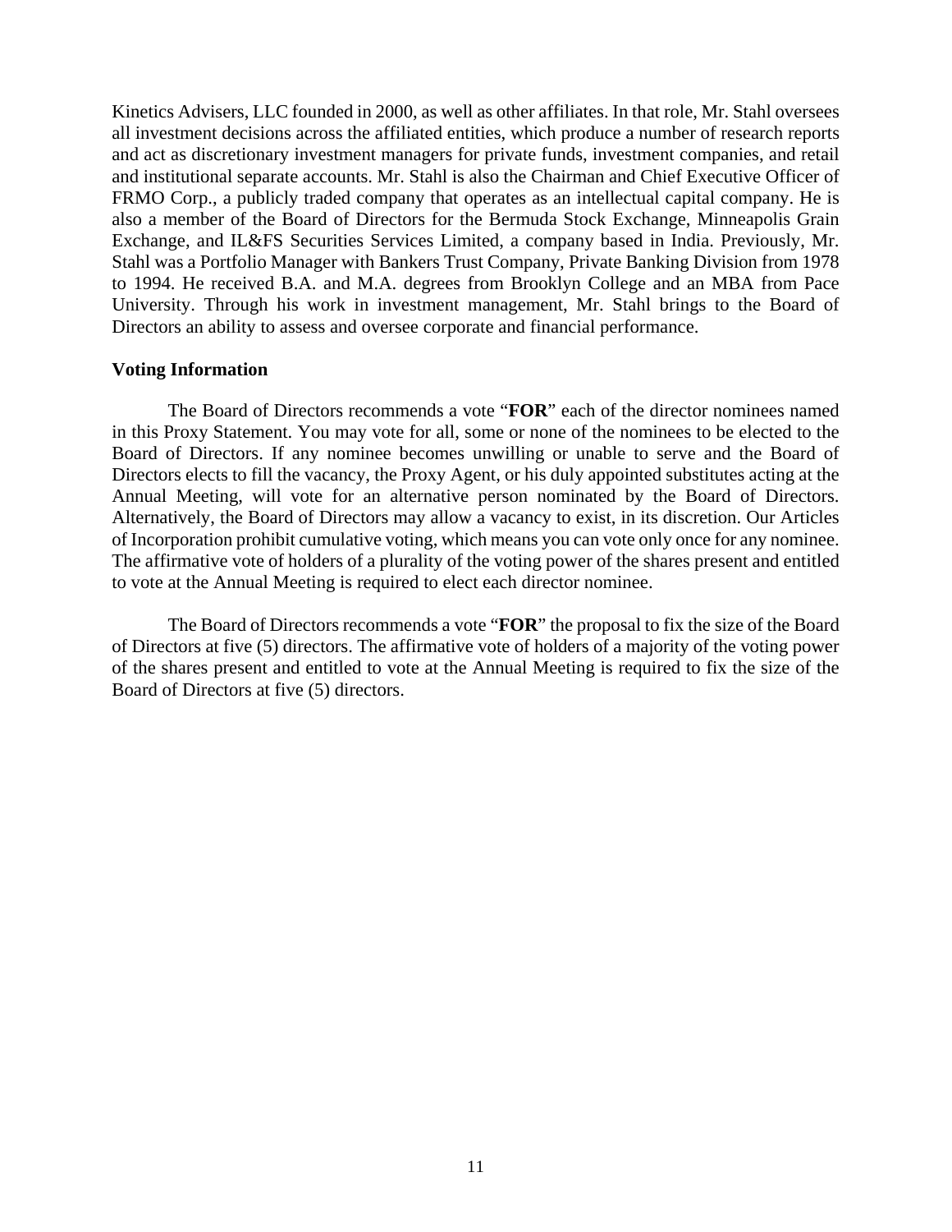Kinetics Advisers, LLC founded in 2000, as well as other affiliates. In that role, Mr. Stahl oversees all investment decisions across the affiliated entities, which produce a number of research reports and act as discretionary investment managers for private funds, investment companies, and retail and institutional separate accounts. Mr. Stahl is also the Chairman and Chief Executive Officer of FRMO Corp., a publicly traded company that operates as an intellectual capital company. He is also a member of the Board of Directors for the Bermuda Stock Exchange, Minneapolis Grain Exchange, and IL&FS Securities Services Limited, a company based in India. Previously, Mr. Stahl was a Portfolio Manager with Bankers Trust Company, Private Banking Division from 1978 to 1994. He received B.A. and M.A. degrees from Brooklyn College and an MBA from Pace University. Through his work in investment management, Mr. Stahl brings to the Board of Directors an ability to assess and oversee corporate and financial performance.

**Voting Information**

The Board of Directors recommends a vote "**FOR**" each of the director nominees named in this Proxy Statement. You may vote for all, some or none of the nominees to be elected to the Board of Directors. If any nominee becomes unwilling or unable to serve and the Board of Directors elects to fill the vacancy, the Proxy Agent, or his duly appointed substitutes acting at the Annual Meeting, will vote for an alternative person nominated by the Board of Directors. Alternatively, the Board of Directors may allow a vacancy to exist, in its discretion. Our Articles of Incorporation prohibit cumulative voting, which means you can vote only once for any nominee. The affirmative vote of holders of a plurality of the voting power of the shares present and entitled to vote at the Annual Meeting is required to elect each director nominee.

The Board of Directors recommends a vote "**FOR**" the proposal to fix the size of the Board of Directors at five (5) directors. The affirmative vote of holders of a majority of the voting power of the shares present and entitled to vote at the Annual Meeting is required to fix the size of the Board of Directors at five (5) directors.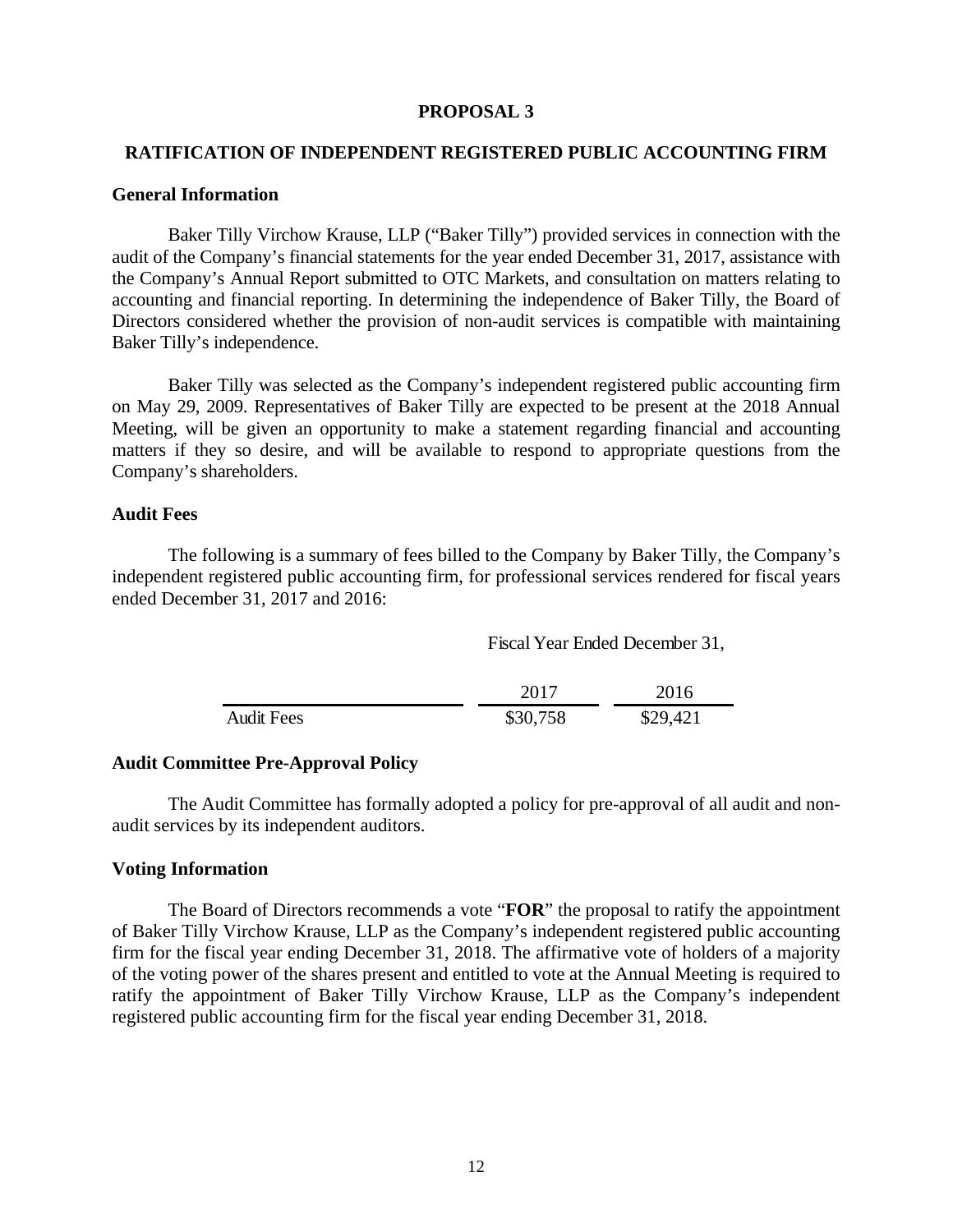# PROPOSAL 3

## RATIFICATION OF INDEPENDENT REGISTERED PUBLIC ACCOUNTING FIRM

### General Information

Baker Tilly Virchow Krause, LLP ("Baker Tilly") provided services in connection with the audit of the Company's financial statements for the year ended December 31, 2017, assistance with the Company's Annual Report submitted to OTC Markets, and consultation on matters relating to accounting and financial reporting. In determining the independence of Baker Tilly, the Board of Directors considered whether the provision of non-audit services is compatible with maintaining Baker Tilly's independence.

Baker Tilly was selected as the Company's independent registered public accounting firm on May 29, 2009. Representatives of Baker Tilly are expected to be present at the 2018 Annual Meeting, will be given an opportunity to make a statement regarding financial and accounting matters if they so desire, and will be available to respond to appropriate questions from the Company's shareholders.

### Audit Fees

The following is a summary of fees billed to the Company by Baker Tilly, the Company's independent registered public accounting firm, for professional services rendered for fiscal years ended December 31, 2017 and 2016:

| | Fiscal Year Ended December 31, | |
|---|---|---|
| | 2017 | 2016 |
| Audit Fees | $30,758 | $29,421 |

### Audit Committee Pre-Approval Policy

The Audit Committee has formally adopted a policy for pre-approval of all audit and non-audit services by its independent auditors.

### Voting Information

The Board of Directors recommends a vote "**FOR**" the proposal to ratify the appointment of Baker Tilly Virchow Krause, LLP as the Company's independent registered public accounting firm for the fiscal year ending December 31, 2018. The affirmative vote of holders of a majority of the voting power of the shares present and entitled to vote at the Annual Meeting is required to ratify the appointment of Baker Tilly Virchow Krause, LLP as the Company's independent registered public accounting firm for the fiscal year ending December 31, 2018.